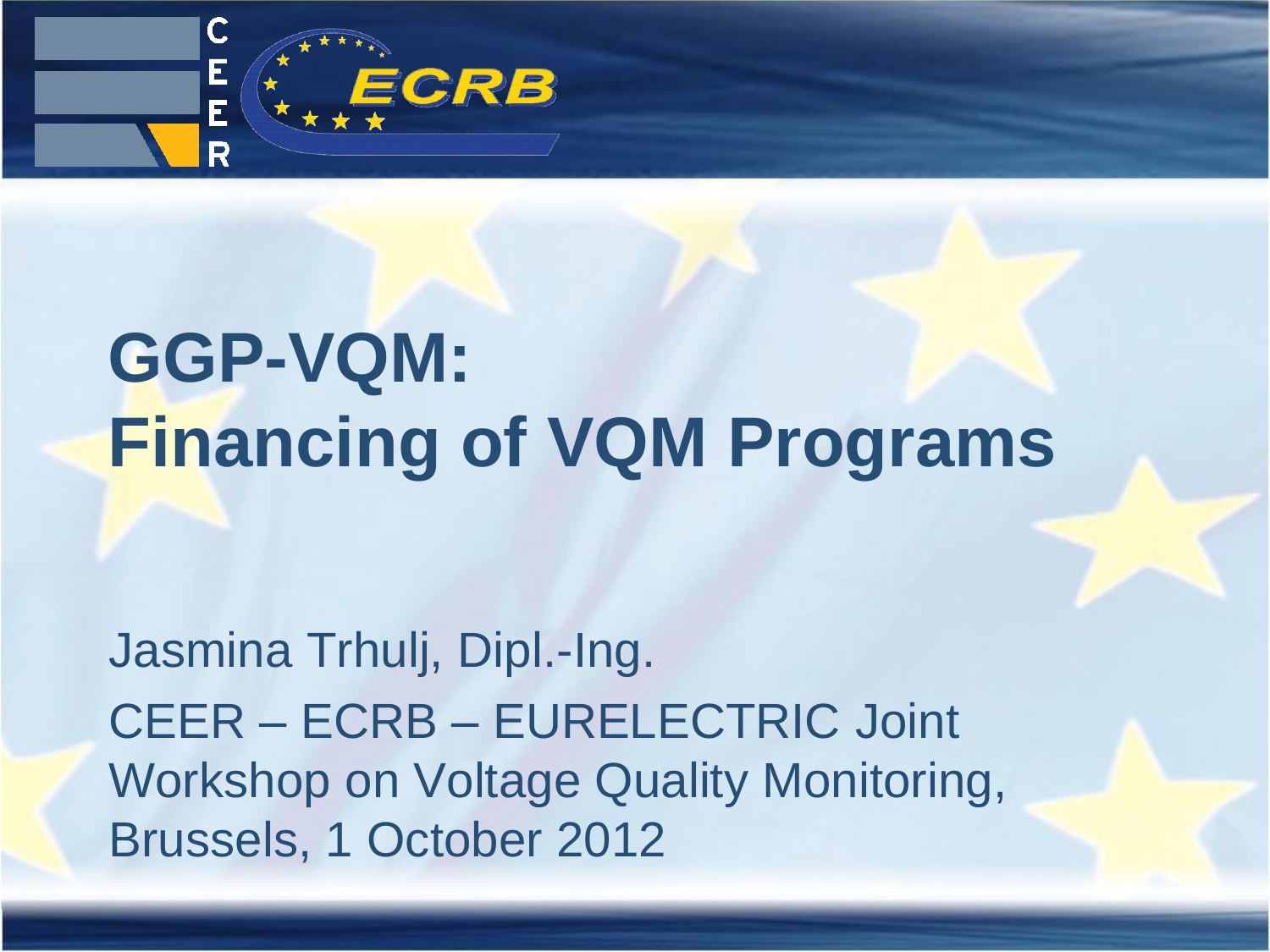# GGP-VQM:
# Financing of VQM Programs

Jasmina Trhulj, Dipl.-Ing.

CEER – ECRB – EURELECTRIC Joint Workshop on Voltage Quality Monitoring, Brussels, 1 October 2012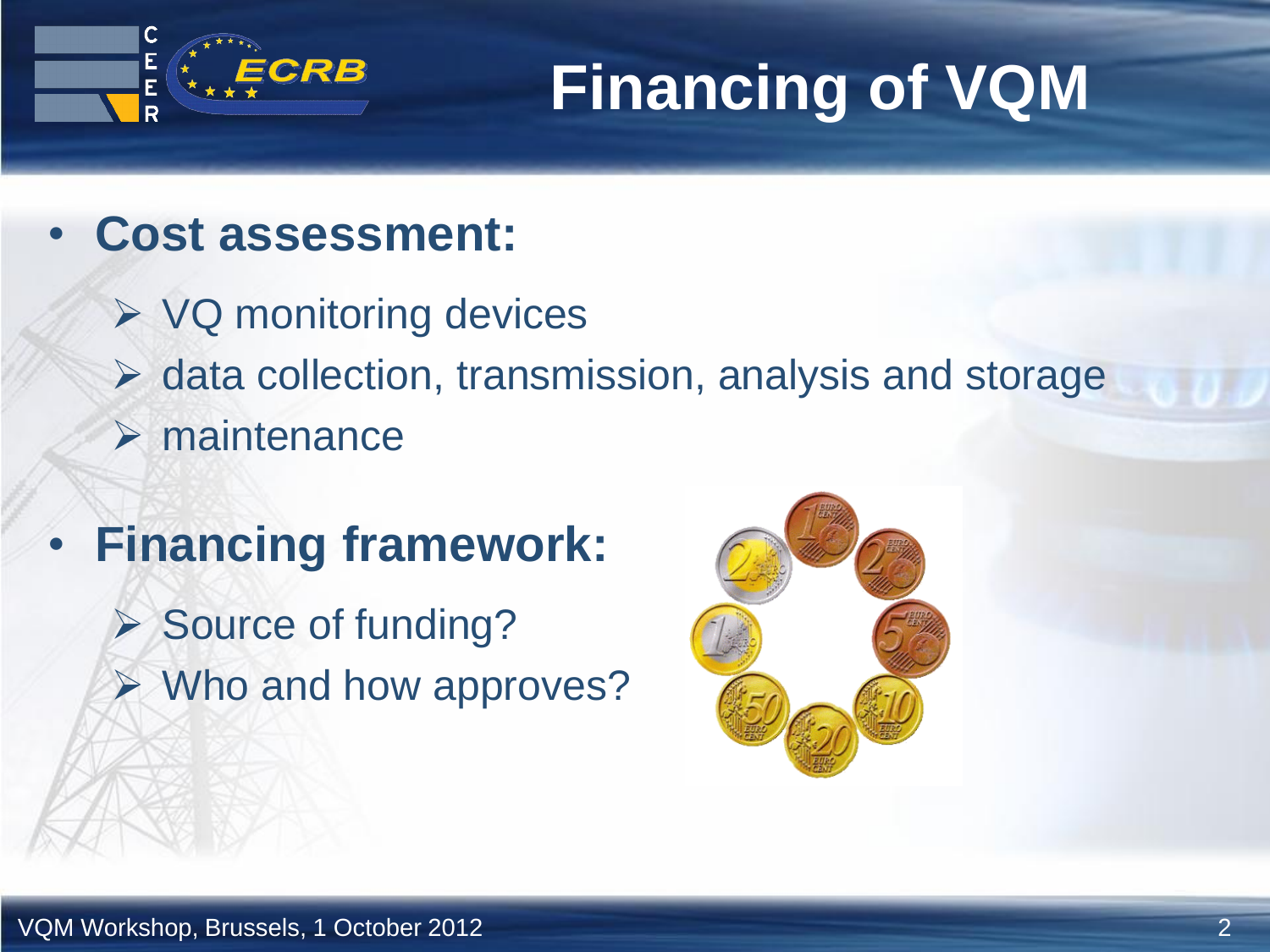# Financing of VQM

- **Cost assessment:**
  - VQ monitoring devices
  - data collection, transmission, analysis and storage
  - maintenance
- **Financing framework:**
  - Source of funding?
  - Who and how approves?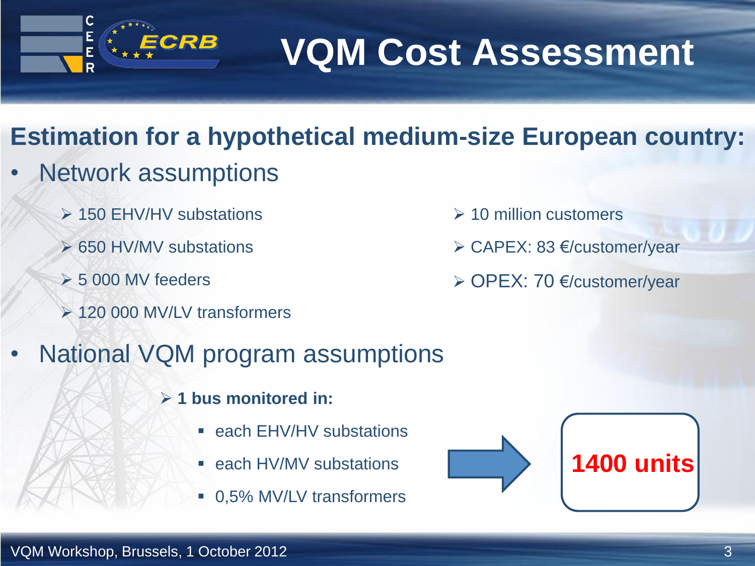# VQM Cost Assessment

## Estimation for a hypothetical medium-size European country:

- Network assumptions
  - 150 EHV/HV substations
  - 650 HV/MV substations
  - 5 000 MV feeders
  - 120 000 MV/LV transformers
  - 10 million customers
  - CAPEX: 83 €/customer/year
  - OPEX: 70 €/customer/year
- National VQM program assumptions
  - **1 bus monitored in:**
    - each EHV/HV substations
    - each HV/MV substations
    - 0,5% MV/LV transformers

→ **1400 units**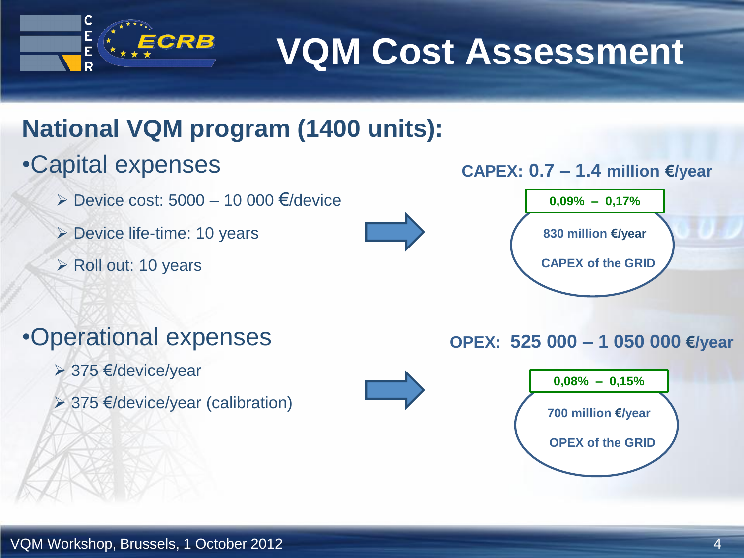# VQM Cost Assessment

## National VQM program (1400 units):

- Capital expenses
  - Device cost: 5000 – 10 000 €/device
  - Device life-time: 10 years
  - Roll out: 10 years

**CAPEX: 0.7 – 1.4 million €/year**

**0,09% – 0,17%**

**830 million €/year**

**CAPEX of the GRID**

- Operational expenses
  - 375 €/device/year
  - 375 €/device/year (calibration)

**OPEX: 525 000 – 1 050 000 €/year**

**0,08% – 0,15%**

**700 million €/year**

**OPEX of the GRID**

VQM Workshop, Brussels, 1 October 2012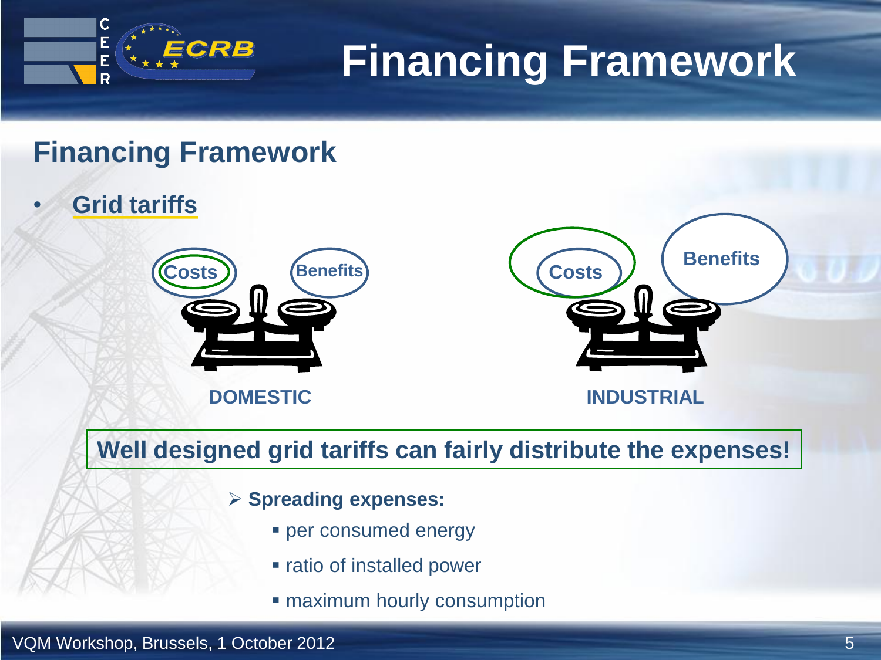# Financing Framework

## Financing Framework

- **Grid tariffs**

Costs Benefits

**DOMESTIC**

Costs Benefits

**INDUSTRIAL**

**Well designed grid tariffs can fairly distribute the expenses!**

- **Spreading expenses:**
  - per consumed energy
  - ratio of installed power
  - maximum hourly consumption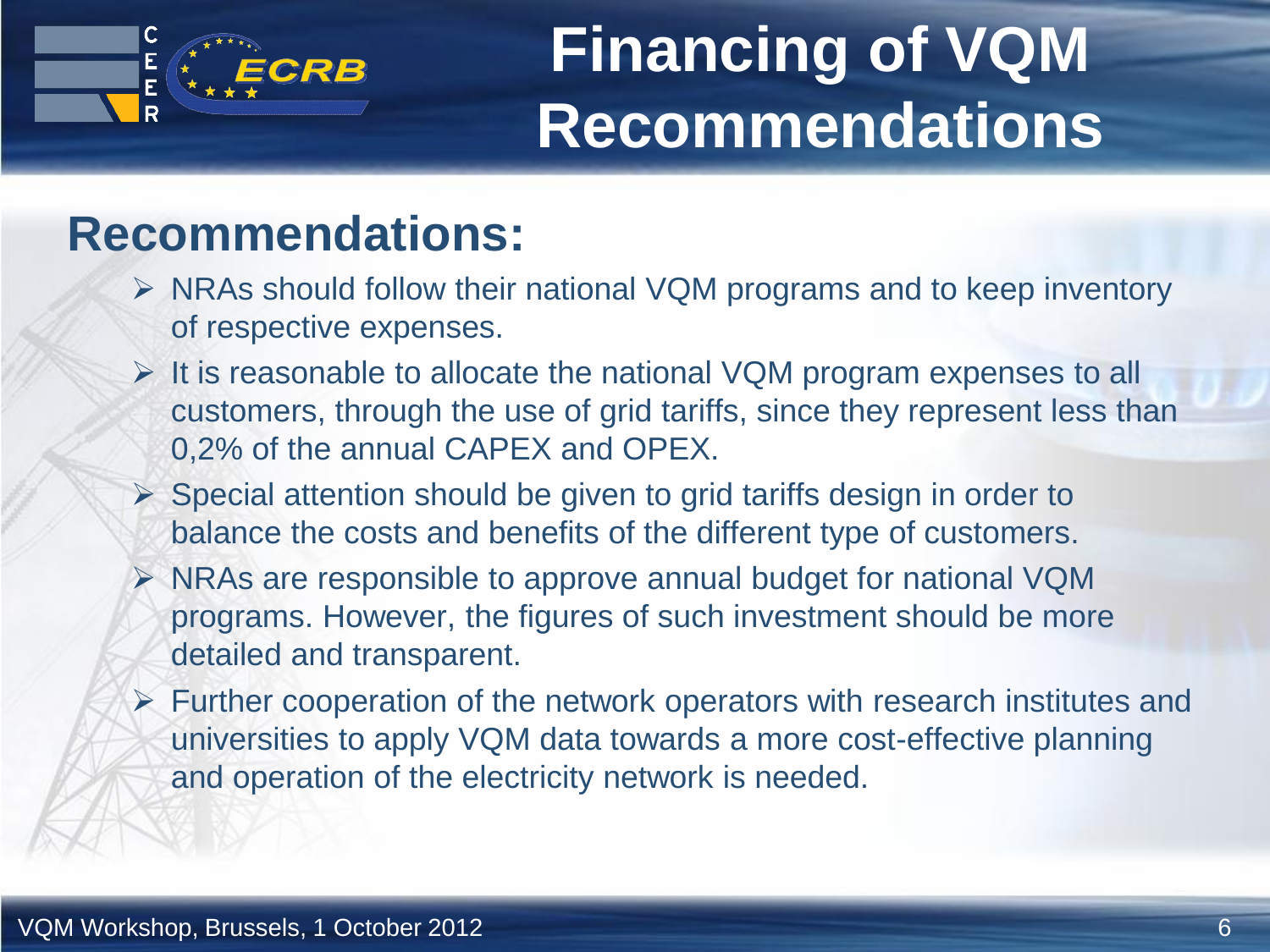# Financing of VQM Recommendations

## Recommendations:

- NRAs should follow their national VQM programs and to keep inventory of respective expenses.
- It is reasonable to allocate the national VQM program expenses to all customers, through the use of grid tariffs, since they represent less than 0,2% of the annual CAPEX and OPEX.
- Special attention should be given to grid tariffs design in order to balance the costs and benefits of the different type of customers.
- NRAs are responsible to approve annual budget for national VQM programs. However, the figures of such investment should be more detailed and transparent.
- Further cooperation of the network operators with research institutes and universities to apply VQM data towards a more cost-effective planning and operation of the electricity network is needed.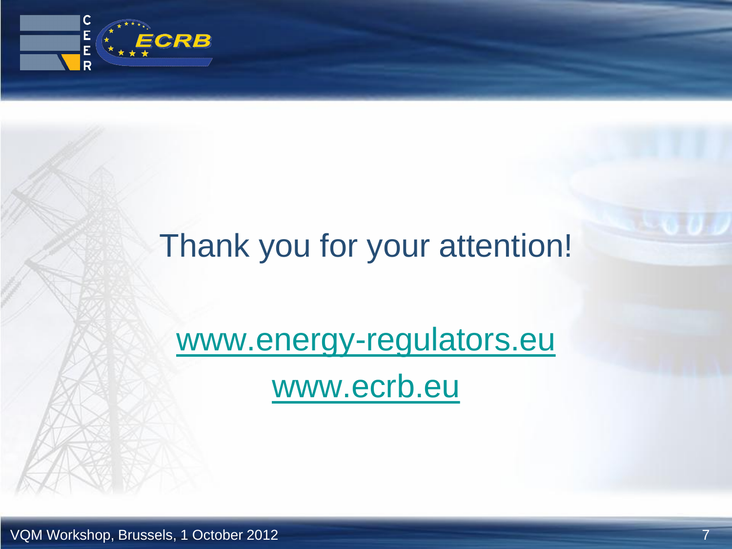Thank you for your attention!

www.energy-regulators.eu

www.ecrb.eu